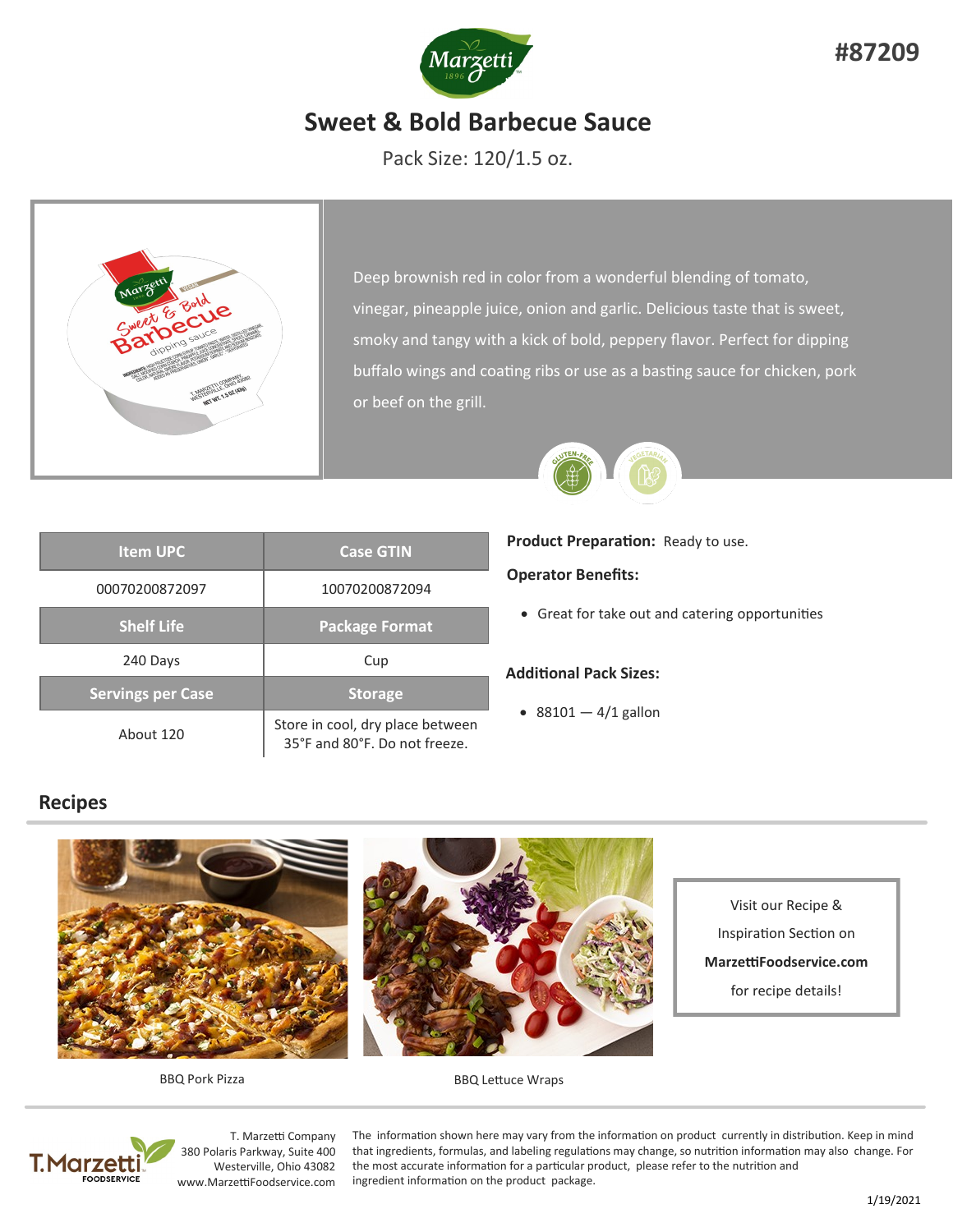#87209

# Sweet & Bold Barbecue Sauce

Pack Size: 120/1.5 oz.

Deep brownish red in color from a wonderful blending of tomato, vinegar, pineapple juice, onion and garlic. Delicious taste that is sweet, smoky and tangy with a kick of bold, peppery flavor. Perfect for dipping buffalo wings and coating ribs or use as a basting sauce for chicken, pork or beef on the grill.

| Item UPC | Case GTIN |
| --- | --- |
| 00070200872097 | 10070200872094 |
| **Shelf Life** | **Package Format** |
| 240 Days | Cup |
| **Servings per Case** | **Storage** |
| About 120 | Store in cool, dry place between 35°F and 80°F. Do not freeze. |

**Product Preparation:** Ready to use.

**Operator Benefits:**

- Great for take out and catering opportunities

**Additional Pack Sizes:**

- 88101 — 4/1 gallon

## Recipes

BBQ Pork Pizza

BBQ Lettuce Wraps

Visit our Recipe & Inspiration Section on **MarzettiFoodservice.com** for recipe details!

T. Marzetti Company
380 Polaris Parkway, Suite 400
Westerville, Ohio 43082
www.MarzettiFoodservice.com

The information shown here may vary from the information on product currently in distribution. Keep in mind that ingredients, formulas, and labeling regulations may change, so nutrition information may also change. For the most accurate information for a particular product, please refer to the nutrition and ingredient information on the product package.

1/19/2021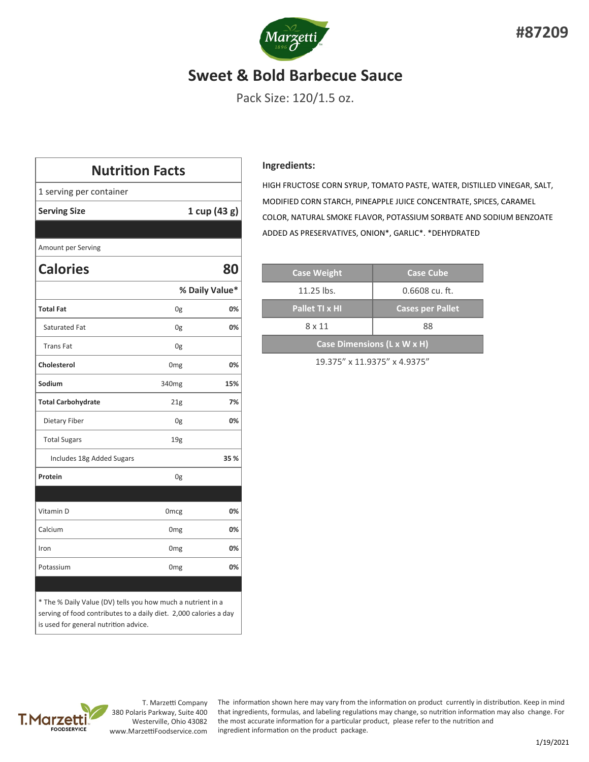# Sweet & Bold Barbecue Sauce

#87209

Pack Size: 120/1.5 oz.

## Nutrition Facts

| Nutrition Facts | | |
|---|---|---|
| 1 serving per container | | |
| **Serving Size** | | **1 cup (43 g)** |
| Amount per Serving | | |
| **Calories** | | **80** |
| | | **% Daily Value*** |
| **Total Fat** | 0g | **0%** |
| Saturated Fat | 0g | **0%** |
| Trans Fat | 0g | |
| **Cholesterol** | 0mg | **0%** |
| **Sodium** | 340mg | **15%** |
| **Total Carbohydrate** | 21g | **7%** |
| Dietary Fiber | 0g | **0%** |
| Total Sugars | 19g | |
| Includes 18g Added Sugars | | **35 %** |
| **Protein** | 0g | |
| Vitamin D | 0mcg | **0%** |
| Calcium | 0mg | **0%** |
| Iron | 0mg | **0%** |
| Potassium | 0mg | **0%** |

* The % Daily Value (DV) tells you how much a nutrient in a serving of food contributes to a daily diet. 2,000 calories a day is used for general nutrition advice.

**Ingredients:**

HIGH FRUCTOSE CORN SYRUP, TOMATO PASTE, WATER, DISTILLED VINEGAR, SALT, MODIFIED CORN STARCH, PINEAPPLE JUICE CONCENTRATE, SPICES, CARAMEL COLOR, NATURAL SMOKE FLAVOR, POTASSIUM SORBATE AND SODIUM BENZOATE ADDED AS PRESERVATIVES, ONION*, GARLIC*. *DEHYDRATED

| Case Weight | Case Cube |
|---|---|
| 11.25 lbs. | 0.6608 cu. ft. |
| **Pallet TI x HI** | **Cases per Pallet** |
| 8 x 11 | 88 |

| Case Dimensions (L x W x H) |
|---|
| 19.375" x 11.9375" x 4.9375" |

T. Marzetti Company
380 Polaris Parkway, Suite 400
Westerville, Ohio 43082
www.MarzettiFoodservice.com

The information shown here may vary from the information on product currently in distribution. Keep in mind that ingredients, formulas, and labeling regulations may change, so nutrition information may also change. For the most accurate information for a particular product, please refer to the nutrition and ingredient information on the product package.

1/19/2021